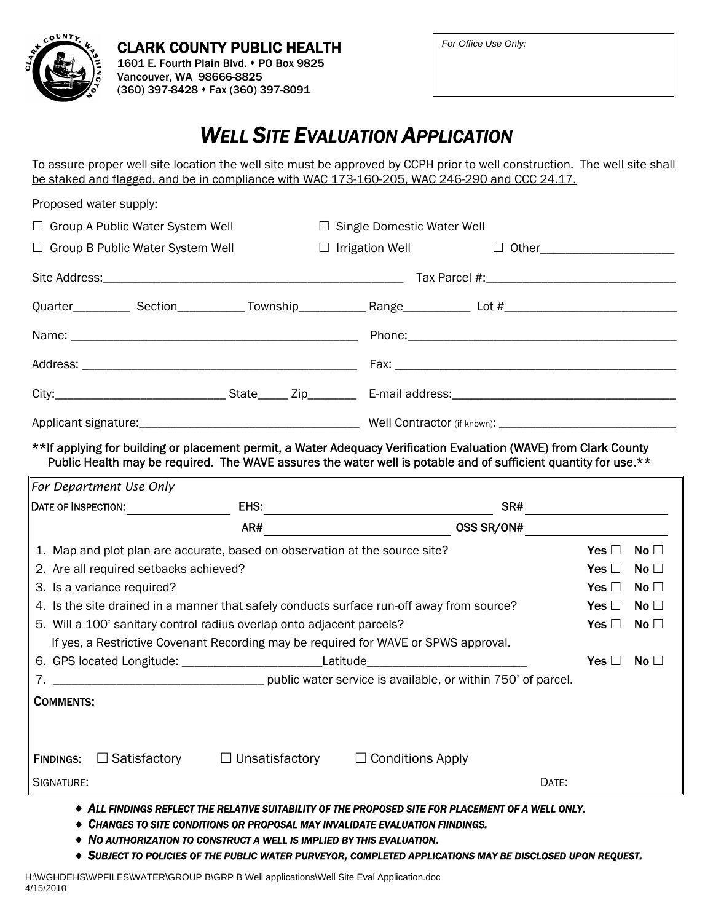**CLARK COUNTY PUBLIC HEALTH**
1601 E. Fourth Plain Blvd. • PO Box 9825
Vancouver, WA 98666-8825
(360) 397-8428 • Fax (360) 397-8091

*For Office Use Only:*

# *WELL SITE EVALUATION APPLICATION*

To assure proper well site location the well site must be approved by CCPH prior to well construction. The well site shall be staked and flagged, and be in compliance with WAC 173-160-205, WAC 246-290 and CCC 24.17.

Proposed water supply:

☐ Group A Public Water System Well ☐ Single Domestic Water Well

☐ Group B Public Water System Well ☐ Irrigation Well ☐ Other____________________

Site Address:______________________________________________ Tax Parcel #:____________________________

Quarter_________ Section__________ Township__________ Range__________ Lot #__________________________

Name: ____________________________________________ Phone:_________________________________________

Address: __________________________________________ Fax: __________________________________________

City:__________________________ State_____ Zip_______ E-mail address:___________________________________

Applicant signature:_________________________________ Well Contractor (if known): ___________________________

**If applying for building or placement permit, a Water Adequacy Verification Evaluation (WAVE) from Clark County Public Health may be required. The WAVE assures the water well is potable and of sufficient quantity for use.**

*For Department Use Only*

DATE OF INSPECTION: ______________ EHS: ______________________________ SR# ____________________

AR# ________________________ OSS SR/ON# ____________________

1. Map and plot plan are accurate, based on observation at the source site? Yes ☐ No ☐
2. Are all required setbacks achieved? Yes ☐ No ☐
3. Is a variance required? Yes ☐ No ☐
4. Is the site drained in a manner that safely conducts surface run-off away from source? Yes ☐ No ☐
5. Will a 100' sanitary control radius overlap onto adjacent parcels? Yes ☐ No ☐
   If yes, a Restrictive Covenant Recording may be required for WAVE or SPWS approval.
6. GPS located Longitude: ____________________Latitude______________________ Yes ☐ No ☐
7. ______________________________ public water service is available, or within 750' of parcel.

**COMMENTS:**

**FINDINGS:** ☐ Satisfactory ☐ Unsatisfactory ☐ Conditions Apply

SIGNATURE: DATE:

- ***ALL FINDINGS REFLECT THE RELATIVE SUITABILITY OF THE PROPOSED SITE FOR PLACEMENT OF A WELL ONLY.***
- ***CHANGES TO SITE CONDITIONS OR PROPOSAL MAY INVALIDATE EVALUATION FIINDINGS.***
- ***NO AUTHORIZATION TO CONSTRUCT A WELL IS IMPLIED BY THIS EVALUATION.***
- ***SUBJECT TO POLICIES OF THE PUBLIC WATER PURVEYOR, COMPLETED APPLICATIONS MAY BE DISCLOSED UPON REQUEST.***

H:\WGHDEHS\WPFILES\WATER\GROUP B\GRP B Well applications\Well Site Eval Application.doc
4/15/2010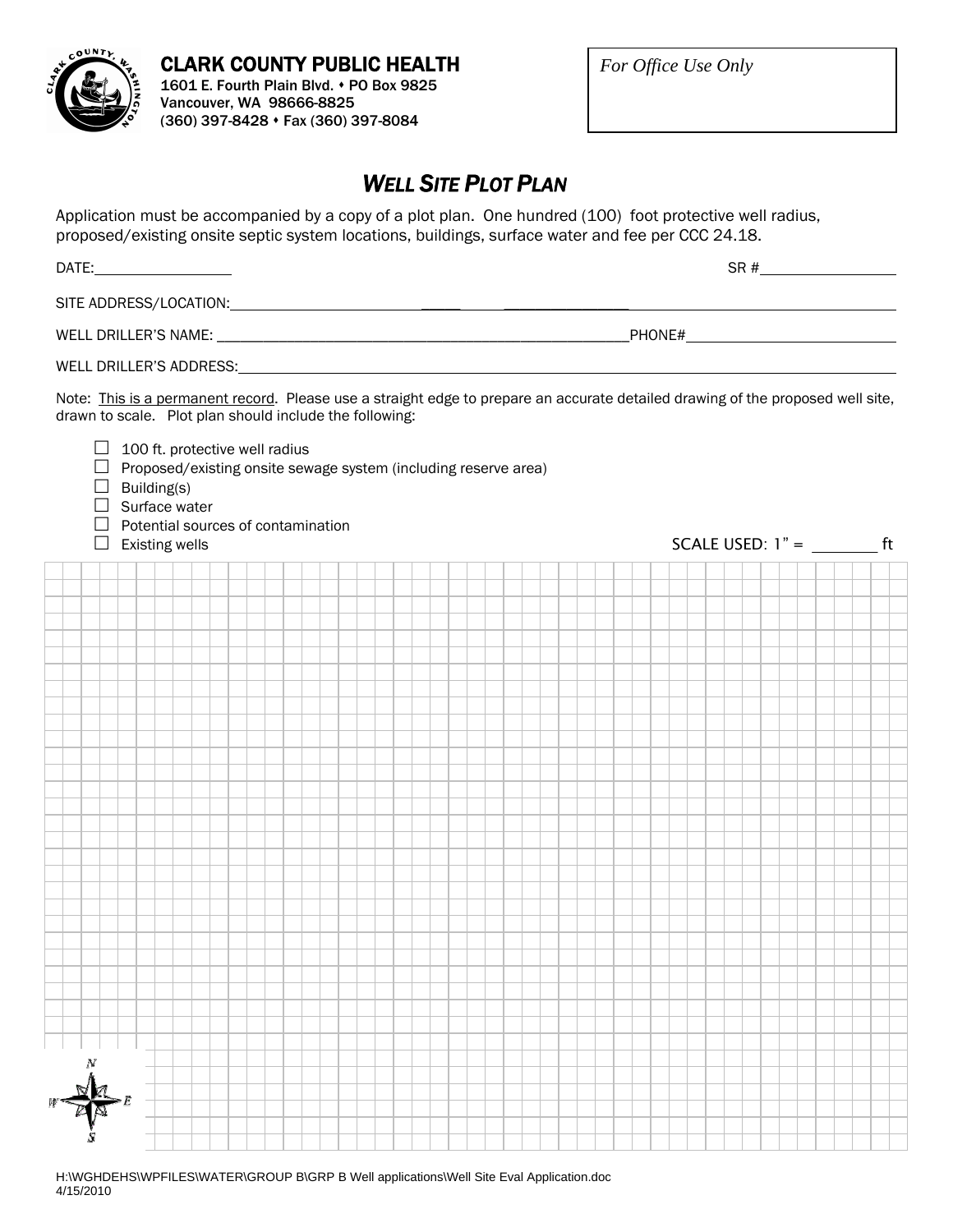CLARK COUNTY PUBLIC HEALTH
1601 E. Fourth Plain Blvd. • PO Box 9825
Vancouver, WA 98666-8825
(360) 397-8428 • Fax (360) 397-8084

*For Office Use Only*

# *WELL SITE PLOT PLAN*

Application must be accompanied by a copy of a plot plan. One hundred (100) foot protective well radius, proposed/existing onsite septic system locations, buildings, surface water and fee per CCC 24.18.

DATE:__________________ SR #__________________

SITE ADDRESS/LOCATION:________________________________________________________________________

WELL DRILLER'S NAME: ________________________________________________PHONE#__________________________

WELL DRILLER'S ADDRESS:______________________________________________________________________

Note: This is a permanent record. Please use a straight edge to prepare an accurate detailed drawing of the proposed well site, drawn to scale. Plot plan should include the following:

- ☐ 100 ft. protective well radius
- ☐ Proposed/existing onsite sewage system (including reserve area)
- ☐ Building(s)
- ☐ Surface water
- ☐ Potential sources of contamination
- ☐ Existing wells

SCALE USED: 1" = ________ ft

N
W E
S

H:\WGHDEHS\WPFILES\WATER\GROUP B\GRP B Well applications\Well Site Eval Application.doc
4/15/2010